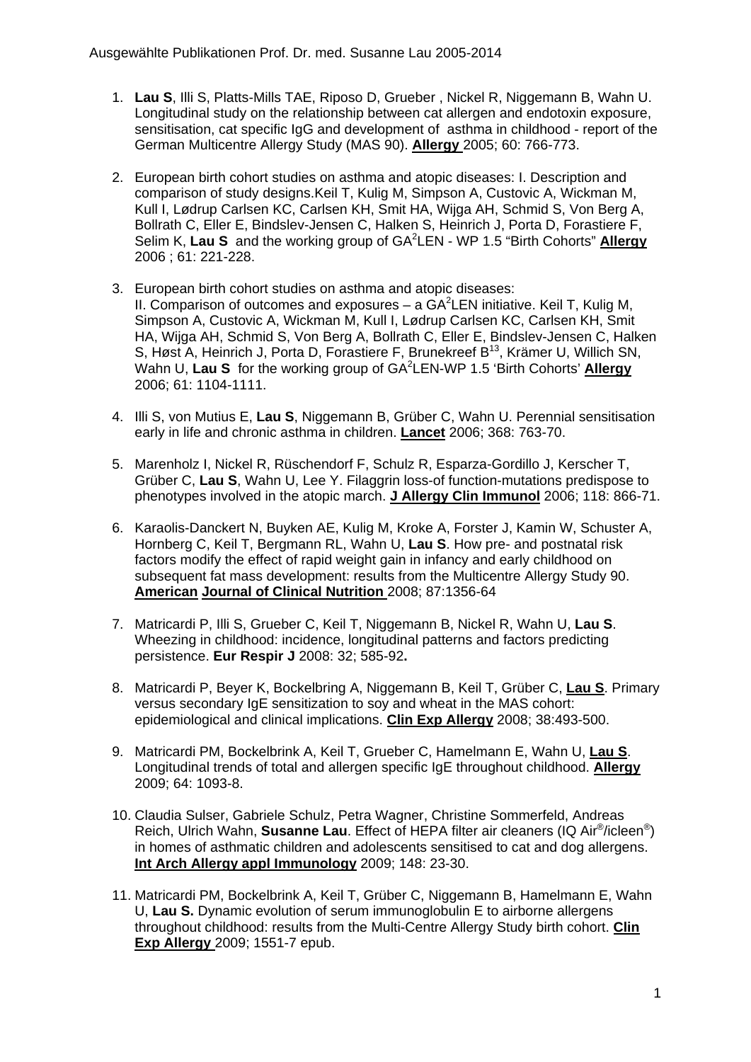Ausgewählte Publikationen Prof. Dr. med. Susanne Lau 2005-2014

1. **Lau S**, Illi S, Platts-Mills TAE, Riposo D, Grueber , Nickel R, Niggemann B, Wahn U. Longitudinal study on the relationship between cat allergen and endotoxin exposure, sensitisation, cat specific IgG and development of asthma in childhood - report of the German Multicentre Allergy Study (MAS 90). **Allergy** 2005; 60: 766-773.

2. European birth cohort studies on asthma and atopic diseases: I. Description and comparison of study designs.Keil T, Kulig M, Simpson A, Custovic A, Wickman M, Kull I, Lødrup Carlsen KC, Carlsen KH, Smit HA, Wijga AH, Schmid S, Von Berg A, Bollrath C, Eller E, Bindslev-Jensen C, Halken S, Heinrich J, Porta D, Forastiere F, Selim K, **Lau S** and the working group of GA$^2$LEN - WP 1.5 "Birth Cohorts" **Allergy** 2006 ; 61: 221-228.

3. European birth cohort studies on asthma and atopic diseases: II. Comparison of outcomes and exposures – a GA$^2$LEN initiative. Keil T, Kulig M, Simpson A, Custovic A, Wickman M, Kull I, Lødrup Carlsen KC, Carlsen KH, Smit HA, Wijga AH, Schmid S, Von Berg A, Bollrath C, Eller E, Bindslev-Jensen C, Halken S, Høst A, Heinrich J, Porta D, Forastiere F, Brunekreef B[13], Krämer U, Willich SN, Wahn U, **Lau S** for the working group of GA$^2$LEN-WP 1.5 'Birth Cohorts' **Allergy** 2006; 61: 1104-1111.

4. Illi S, von Mutius E, **Lau S**, Niggemann B, Grüber C, Wahn U. Perennial sensitisation early in life and chronic asthma in children. **Lancet** 2006; 368: 763-70.

5. Marenholz I, Nickel R, Rüschendorf F, Schulz R, Esparza-Gordillo J, Kerscher T, Grüber C, **Lau S**, Wahn U, Lee Y. Filaggrin loss-of function-mutations predispose to phenotypes involved in the atopic march. **J Allergy Clin Immunol** 2006; 118: 866-71.

6. Karaolis-Danckert N, Buyken AE, Kulig M, Kroke A, Forster J, Kamin W, Schuster A, Hornberg C, Keil T, Bergmann RL, Wahn U, **Lau S**. How pre- and postnatal risk factors modify the effect of rapid weight gain in infancy and early childhood on subsequent fat mass development: results from the Multicentre Allergy Study 90. **American Journal of Clinical Nutrition** 2008; 87:1356-64

7. Matricardi P, Illi S, Grueber C, Keil T, Niggemann B, Nickel R, Wahn U, **Lau S**. Wheezing in childhood: incidence, longitudinal patterns and factors predicting persistence. **Eur Respir J** 2008: 32; 585-92**.**

8. Matricardi P, Beyer K, Bockelbring A, Niggemann B, Keil T, Grüber C, **Lau S**. Primary versus secondary IgE sensitization to soy and wheat in the MAS cohort: epidemiological and clinical implications. **Clin Exp Allergy** 2008; 38:493-500.

9. Matricardi PM, Bockelbrink A, Keil T, Grueber C, Hamelmann E, Wahn U, **Lau S**. Longitudinal trends of total and allergen specific IgE throughout childhood. **Allergy** 2009; 64: 1093-8.

10. Claudia Sulser, Gabriele Schulz, Petra Wagner, Christine Sommerfeld, Andreas Reich, Ulrich Wahn, **Susanne Lau**. Effect of HEPA filter air cleaners (IQ Air®/icleen®) in homes of asthmatic children and adolescents sensitised to cat and dog allergens. **Int Arch Allergy appl Immunology** 2009; 148: 23-30.

11. Matricardi PM, Bockelbrink A, Keil T, Grüber C, Niggemann B, Hamelmann E, Wahn U, **Lau S.** Dynamic evolution of serum immunoglobulin E to airborne allergens throughout childhood: results from the Multi-Centre Allergy Study birth cohort. **Clin Exp Allergy** 2009; 1551-7 epub.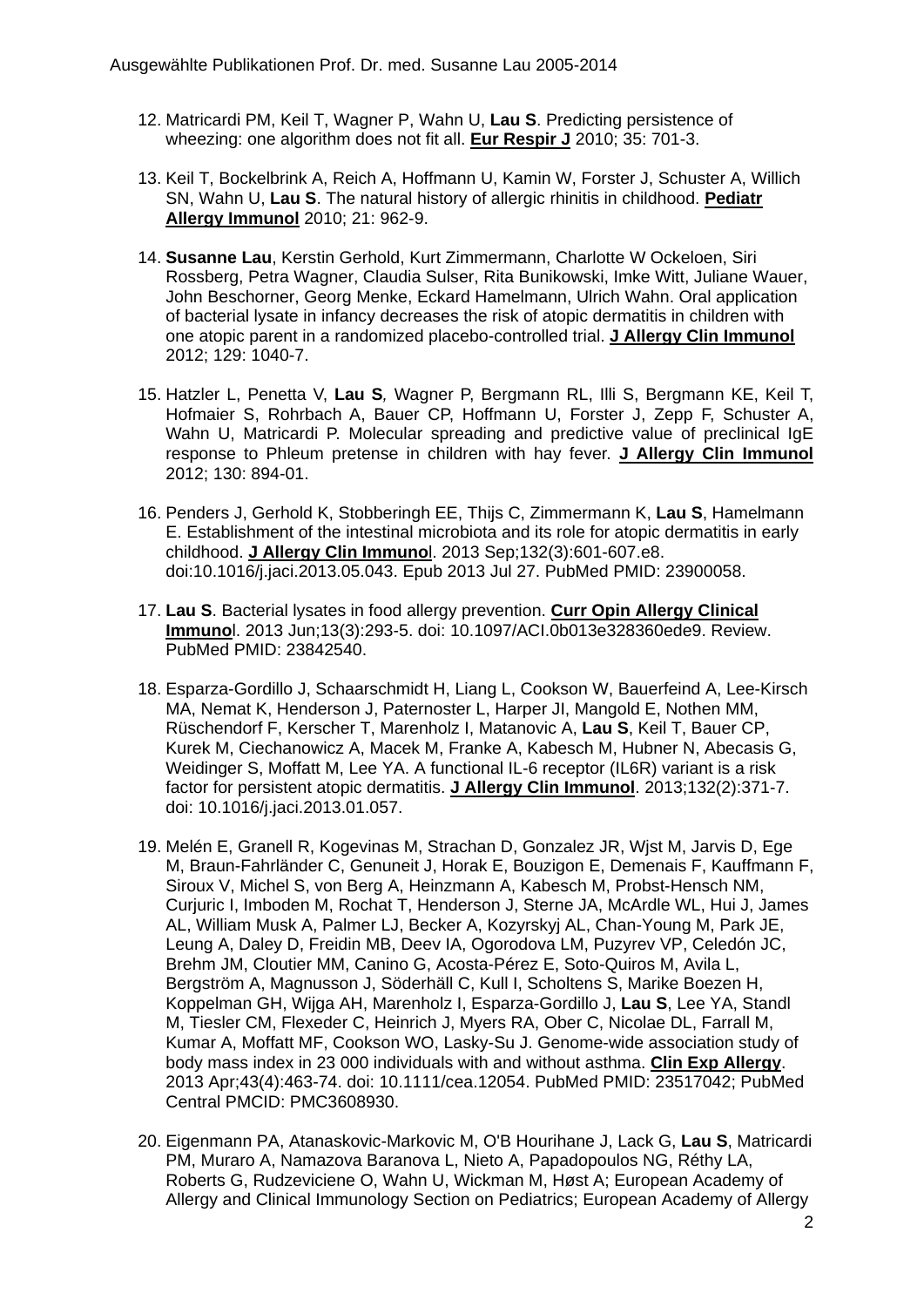12. Matricardi PM, Keil T, Wagner P, Wahn U, **Lau S**. Predicting persistence of wheezing: one algorithm does not fit all. **Eur Respir J** 2010; 35: 701-3.

13. Keil T, Bockelbrink A, Reich A, Hoffmann U, Kamin W, Forster J, Schuster A, Willich SN, Wahn U, **Lau S**. The natural history of allergic rhinitis in childhood. **Pediatr Allergy Immunol** 2010; 21: 962-9.

14. **Susanne Lau**, Kerstin Gerhold, Kurt Zimmermann, Charlotte W Ockeloen, Siri Rossberg, Petra Wagner, Claudia Sulser, Rita Bunikowski, Imke Witt, Juliane Wauer, John Beschorner, Georg Menke, Eckard Hamelmann, Ulrich Wahn. Oral application of bacterial lysate in infancy decreases the risk of atopic dermatitis in children with one atopic parent in a randomized placebo-controlled trial. **J Allergy Clin Immunol** 2012; 129: 1040-7.

15. Hatzler L, Penetta V, **Lau S**, Wagner P, Bergmann RL, Illi S, Bergmann KE, Keil T, Hofmaier S, Rohrbach A, Bauer CP, Hoffmann U, Forster J, Zepp F, Schuster A, Wahn U, Matricardi P. Molecular spreading and predictive value of preclinical IgE response to Phleum pretense in children with hay fever. **J Allergy Clin Immunol** 2012; 130: 894-01.

16. Penders J, Gerhold K, Stobberingh EE, Thijs C, Zimmermann K, **Lau S**, Hamelmann E. Establishment of the intestinal microbiota and its role for atopic dermatitis in early childhood. **J Allergy Clin Immuno**l. 2013 Sep;132(3):601-607.e8. doi:10.1016/j.jaci.2013.05.043. Epub 2013 Jul 27. PubMed PMID: 23900058.

17. **Lau S**. Bacterial lysates in food allergy prevention. **Curr Opin Allergy Clinical Immuno**l. 2013 Jun;13(3):293-5. doi: 10.1097/ACI.0b013e328360ede9. Review. PubMed PMID: 23842540.

18. Esparza-Gordillo J, Schaarschmidt H, Liang L, Cookson W, Bauerfeind A, Lee-Kirsch MA, Nemat K, Henderson J, Paternoster L, Harper JI, Mangold E, Nothen MM, Rüschendorf F, Kerscher T, Marenholz I, Matanovic A, **Lau S**, Keil T, Bauer CP, Kurek M, Ciechanowicz A, Macek M, Franke A, Kabesch M, Hubner N, Abecasis G, Weidinger S, Moffatt M, Lee YA. A functional IL-6 receptor (IL6R) variant is a risk factor for persistent atopic dermatitis. **J Allergy Clin Immunol**. 2013;132(2):371-7. doi: 10.1016/j.jaci.2013.01.057.

19. Melén E, Granell R, Kogevinas M, Strachan D, Gonzalez JR, Wjst M, Jarvis D, Ege M, Braun-Fahrländer C, Genuneit J, Horak E, Bouzigon E, Demenais F, Kauffmann F, Siroux V, Michel S, von Berg A, Heinzmann A, Kabesch M, Probst-Hensch NM, Curjuric I, Imboden M, Rochat T, Henderson J, Sterne JA, McArdle WL, Hui J, James AL, William Musk A, Palmer LJ, Becker A, Kozyrskyj AL, Chan-Young M, Park JE, Leung A, Daley D, Freidin MB, Deev IA, Ogorodova LM, Puzyrev VP, Celedón JC, Brehm JM, Cloutier MM, Canino G, Acosta-Pérez E, Soto-Quiros M, Avila L, Bergström A, Magnusson J, Söderhäll C, Kull I, Scholtens S, Marike Boezen H, Koppelman GH, Wijga AH, Marenholz I, Esparza-Gordillo J, **Lau S**, Lee YA, Standl M, Tiesler CM, Flexeder C, Heinrich J, Myers RA, Ober C, Nicolae DL, Farrall M, Kumar A, Moffatt MF, Cookson WO, Lasky-Su J. Genome-wide association study of body mass index in 23 000 individuals with and without asthma. **Clin Exp Allergy**. 2013 Apr;43(4):463-74. doi: 10.1111/cea.12054. PubMed PMID: 23517042; PubMed Central PMCID: PMC3608930.

20. Eigenmann PA, Atanaskovic-Markovic M, O'B Hourihane J, Lack G, **Lau S**, Matricardi PM, Muraro A, Namazova Baranova L, Nieto A, Papadopoulos NG, Réthy LA, Roberts G, Rudzeviciene O, Wahn U, Wickman M, Høst A; European Academy of Allergy and Clinical Immunology Section on Pediatrics; European Academy of Allergy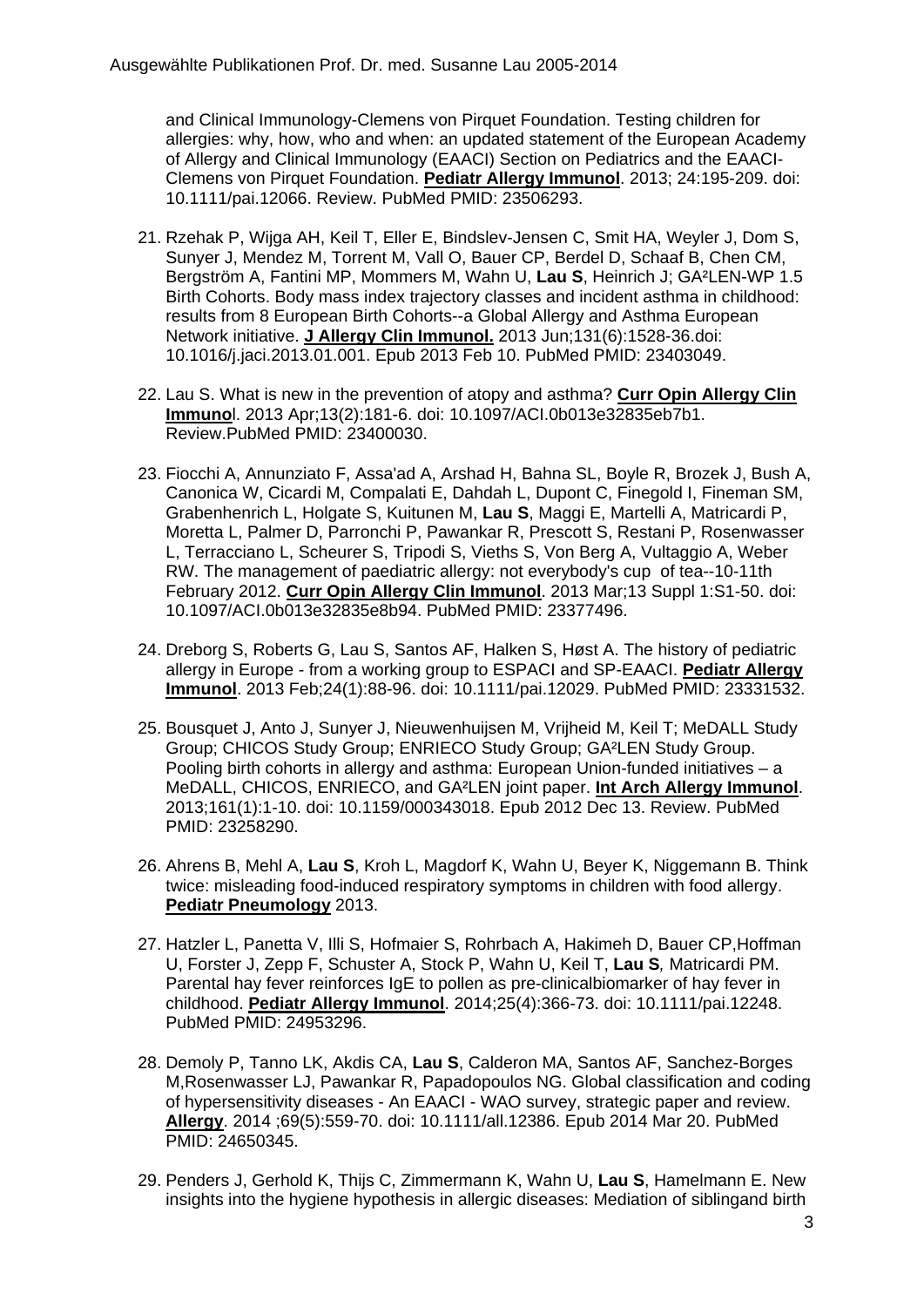and Clinical Immunology-Clemens von Pirquet Foundation. Testing children for allergies: why, how, who and when: an updated statement of the European Academy of Allergy and Clinical Immunology (EAACI) Section on Pediatrics and the EAACI-Clemens von Pirquet Foundation. **Pediatr Allergy Immunol**. 2013; 24:195-209. doi: 10.1111/pai.12066. Review. PubMed PMID: 23506293.

21. Rzehak P, Wijga AH, Keil T, Eller E, Bindslev-Jensen C, Smit HA, Weyler J, Dom S, Sunyer J, Mendez M, Torrent M, Vall O, Bauer CP, Berdel D, Schaaf B, Chen CM, Bergström A, Fantini MP, Mommers M, Wahn U, **Lau S**, Heinrich J; GA²LEN-WP 1.5 Birth Cohorts. Body mass index trajectory classes and incident asthma in childhood: results from 8 European Birth Cohorts--a Global Allergy and Asthma European Network initiative. **J Allergy Clin Immunol.** 2013 Jun;131(6):1528-36.doi: 10.1016/j.jaci.2013.01.001. Epub 2013 Feb 10. PubMed PMID: 23403049.

22. Lau S. What is new in the prevention of atopy and asthma? **Curr Opin Allergy Clin Immuno**l. 2013 Apr;13(2):181-6. doi: 10.1097/ACI.0b013e32835eb7b1. Review.PubMed PMID: 23400030.

23. Fiocchi A, Annunziato F, Assa'ad A, Arshad H, Bahna SL, Boyle R, Brozek J, Bush A, Canonica W, Cicardi M, Compalati E, Dahdah L, Dupont C, Finegold I, Fineman SM, Grabenhenrich L, Holgate S, Kuitunen M, **Lau S**, Maggi E, Martelli A, Matricardi P, Moretta L, Palmer D, Parronchi P, Pawankar R, Prescott S, Restani P, Rosenwasser L, Terracciano L, Scheurer S, Tripodi S, Vieths S, Von Berg A, Vultaggio A, Weber RW. The management of paediatric allergy: not everybody's cup of tea--10-11th February 2012. **Curr Opin Allergy Clin Immunol**. 2013 Mar;13 Suppl 1:S1-50. doi: 10.1097/ACI.0b013e32835e8b94. PubMed PMID: 23377496.

24. Dreborg S, Roberts G, Lau S, Santos AF, Halken S, Høst A. The history of pediatric allergy in Europe - from a working group to ESPACI and SP-EAACI. **Pediatr Allergy Immunol**. 2013 Feb;24(1):88-96. doi: 10.1111/pai.12029. PubMed PMID: 23331532.

25. Bousquet J, Anto J, Sunyer J, Nieuwenhuijsen M, Vrijheid M, Keil T; MeDALL Study Group; CHICOS Study Group; ENRIECO Study Group; GA²LEN Study Group. Pooling birth cohorts in allergy and asthma: European Union-funded initiatives – a MeDALL, CHICOS, ENRIECO, and GA²LEN joint paper. **Int Arch Allergy Immunol**. 2013;161(1):1-10. doi: 10.1159/000343018. Epub 2012 Dec 13. Review. PubMed PMID: 23258290.

26. Ahrens B, Mehl A, **Lau S**, Kroh L, Magdorf K, Wahn U, Beyer K, Niggemann B. Think twice: misleading food-induced respiratory symptoms in children with food allergy. **Pediatr Pneumology** 2013.

27. Hatzler L, Panetta V, Illi S, Hofmaier S, Rohrbach A, Hakimeh D, Bauer CP,Hoffman U, Forster J, Zepp F, Schuster A, Stock P, Wahn U, Keil T, **Lau S***,* Matricardi PM. Parental hay fever reinforces IgE to pollen as pre-clinicalbiomarker of hay fever in childhood. **Pediatr Allergy Immunol**. 2014;25(4):366-73. doi: 10.1111/pai.12248. PubMed PMID: 24953296.

28. Demoly P, Tanno LK, Akdis CA, **Lau S**, Calderon MA, Santos AF, Sanchez-Borges M,Rosenwasser LJ, Pawankar R, Papadopoulos NG. Global classification and coding of hypersensitivity diseases - An EAACI - WAO survey, strategic paper and review. **Allergy**. 2014 ;69(5):559-70. doi: 10.1111/all.12386. Epub 2014 Mar 20. PubMed PMID: 24650345.

29. Penders J, Gerhold K, Thijs C, Zimmermann K, Wahn U, **Lau S**, Hamelmann E. New insights into the hygiene hypothesis in allergic diseases: Mediation of siblingand birth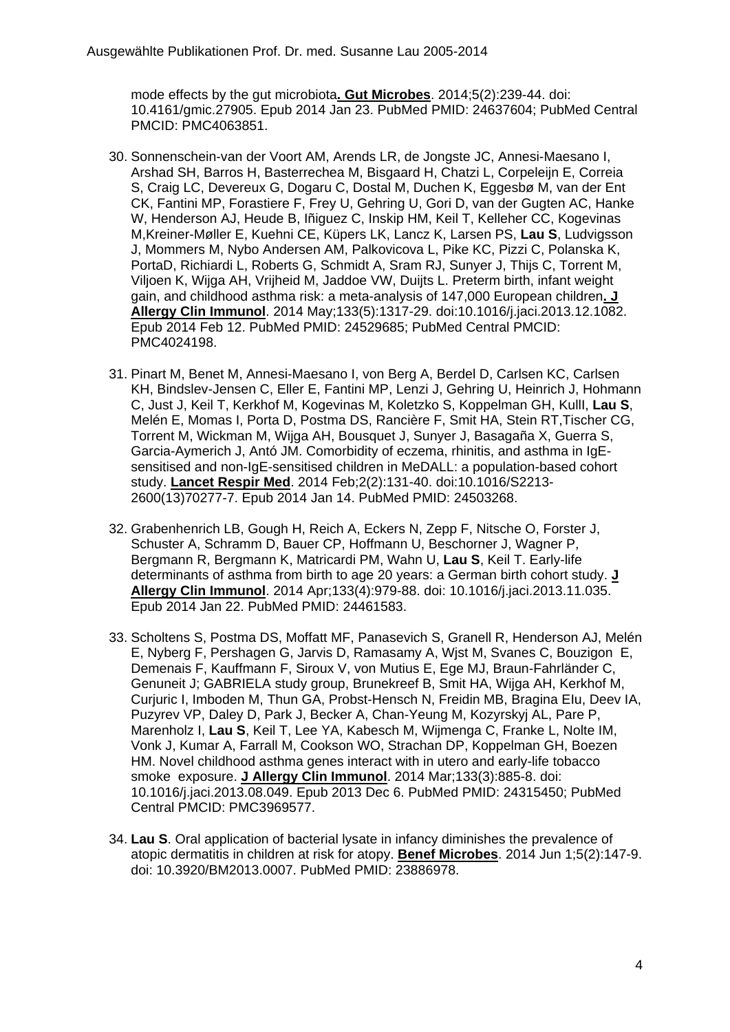mode effects by the gut microbiota**. Gut Microbes**. 2014;5(2):239-44. doi: 10.4161/gmic.27905. Epub 2014 Jan 23. PubMed PMID: 24637604; PubMed Central PMCID: PMC4063851.

30. Sonnenschein-van der Voort AM, Arends LR, de Jongste JC, Annesi-Maesano I, Arshad SH, Barros H, Basterrechea M, Bisgaard H, Chatzi L, Corpeleijn E, Correia S, Craig LC, Devereux G, Dogaru C, Dostal M, Duchen K, Eggesbø M, van der Ent CK, Fantini MP, Forastiere F, Frey U, Gehring U, Gori D, van der Gugten AC, Hanke W, Henderson AJ, Heude B, Iñiguez C, Inskip HM, Keil T, Kelleher CC, Kogevinas M,Kreiner-Møller E, Kuehni CE, Küpers LK, Lancz K, Larsen PS, **Lau S**, Ludvigsson J, Mommers M, Nybo Andersen AM, Palkovicova L, Pike KC, Pizzi C, Polanska K, PortaD, Richiardi L, Roberts G, Schmidt A, Sram RJ, Sunyer J, Thijs C, Torrent M, Viljoen K, Wijga AH, Vrijheid M, Jaddoe VW, Duijts L. Preterm birth, infant weight gain, and childhood asthma risk: a meta-analysis of 147,000 European children**. J Allergy Clin Immunol**. 2014 May;133(5):1317-29. doi:10.1016/j.jaci.2013.12.1082. Epub 2014 Feb 12. PubMed PMID: 24529685; PubMed Central PMCID: PMC4024198.

31. Pinart M, Benet M, Annesi-Maesano I, von Berg A, Berdel D, Carlsen KC, Carlsen KH, Bindslev-Jensen C, Eller E, Fantini MP, Lenzi J, Gehring U, Heinrich J, Hohmann C, Just J, Keil T, Kerkhof M, Kogevinas M, Koletzko S, Koppelman GH, KullI, **Lau S**, Melén E, Momas I, Porta D, Postma DS, Rancière F, Smit HA, Stein RT,Tischer CG, Torrent M, Wickman M, Wijga AH, Bousquet J, Sunyer J, Basagaña X, Guerra S, Garcia-Aymerich J, Antó JM. Comorbidity of eczema, rhinitis, and asthma in IgE-sensitised and non-IgE-sensitised children in MeDALL: a population-based cohort study. **Lancet Respir Med**. 2014 Feb;2(2):131-40. doi:10.1016/S2213-2600(13)70277-7. Epub 2014 Jan 14. PubMed PMID: 24503268.

32. Grabenhenrich LB, Gough H, Reich A, Eckers N, Zepp F, Nitsche O, Forster J, Schuster A, Schramm D, Bauer CP, Hoffmann U, Beschorner J, Wagner P, Bergmann R, Bergmann K, Matricardi PM, Wahn U, **Lau S**, Keil T. Early-life determinants of asthma from birth to age 20 years: a German birth cohort study. **J Allergy Clin Immunol**. 2014 Apr;133(4):979-88. doi: 10.1016/j.jaci.2013.11.035. Epub 2014 Jan 22. PubMed PMID: 24461583.

33. Scholtens S, Postma DS, Moffatt MF, Panasevich S, Granell R, Henderson AJ, Melén E, Nyberg F, Pershagen G, Jarvis D, Ramasamy A, Wjst M, Svanes C, Bouzigon E, Demenais F, Kauffmann F, Siroux V, von Mutius E, Ege MJ, Braun-Fahrländer C, Genuneit J; GABRIELA study group, Brunekreef B, Smit HA, Wijga AH, Kerkhof M, Curjuric I, Imboden M, Thun GA, Probst-Hensch N, Freidin MB, Bragina EIu, Deev IA, Puzyrev VP, Daley D, Park J, Becker A, Chan-Yeung M, Kozyrskyj AL, Pare P, Marenholz I, **Lau S**, Keil T, Lee YA, Kabesch M, Wijmenga C, Franke L, Nolte IM, Vonk J, Kumar A, Farrall M, Cookson WO, Strachan DP, Koppelman GH, Boezen HM. Novel childhood asthma genes interact with in utero and early-life tobacco smoke exposure. **J Allergy Clin Immunol**. 2014 Mar;133(3):885-8. doi: 10.1016/j.jaci.2013.08.049. Epub 2013 Dec 6. PubMed PMID: 24315450; PubMed Central PMCID: PMC3969577.

34. **Lau S**. Oral application of bacterial lysate in infancy diminishes the prevalence of atopic dermatitis in children at risk for atopy. **Benef Microbes**. 2014 Jun 1;5(2):147-9. doi: 10.3920/BM2013.0007. PubMed PMID: 23886978.